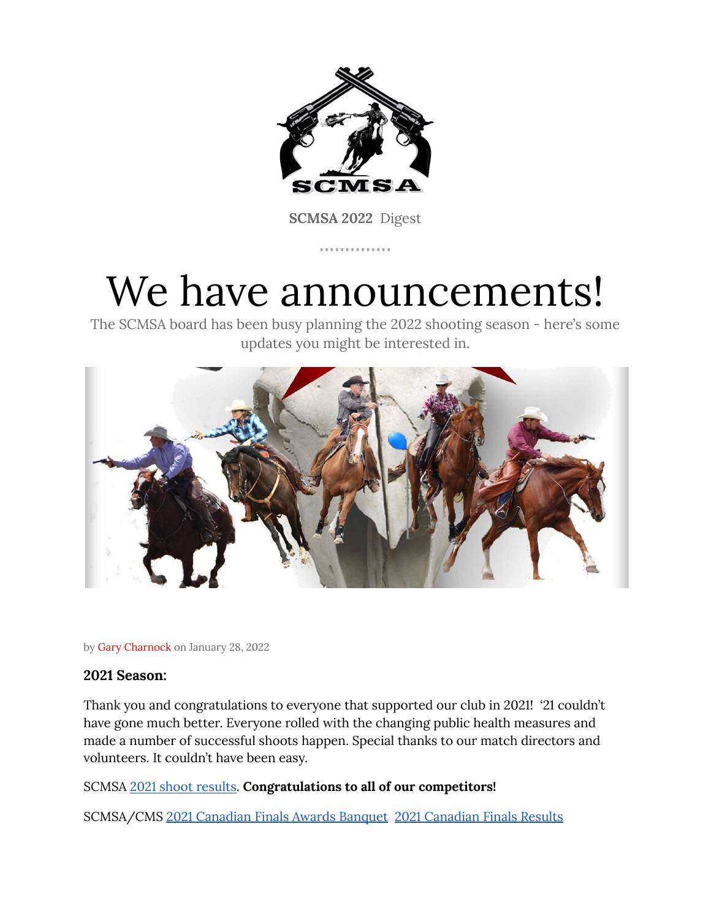**SCMSA 2022** Digest

# We have announcements!

The SCMSA board has been busy planning the 2022 shooting season - here's some updates you might be interested in.

by Gary Charnock on January 28, 2022

**2021 Season:**

Thank you and congratulations to everyone that supported our club in 2021! '21 couldn't have gone much better. Everyone rolled with the changing public health measures and made a number of successful shoots happen. Special thanks to our match directors and volunteers. It couldn't have been easy.

SCMSA 2021 shoot results. **Congratulations to all of our competitors!**

SCMSA/CMS 2021 Canadian Finals Awards Banquet 2021 Canadian Finals Results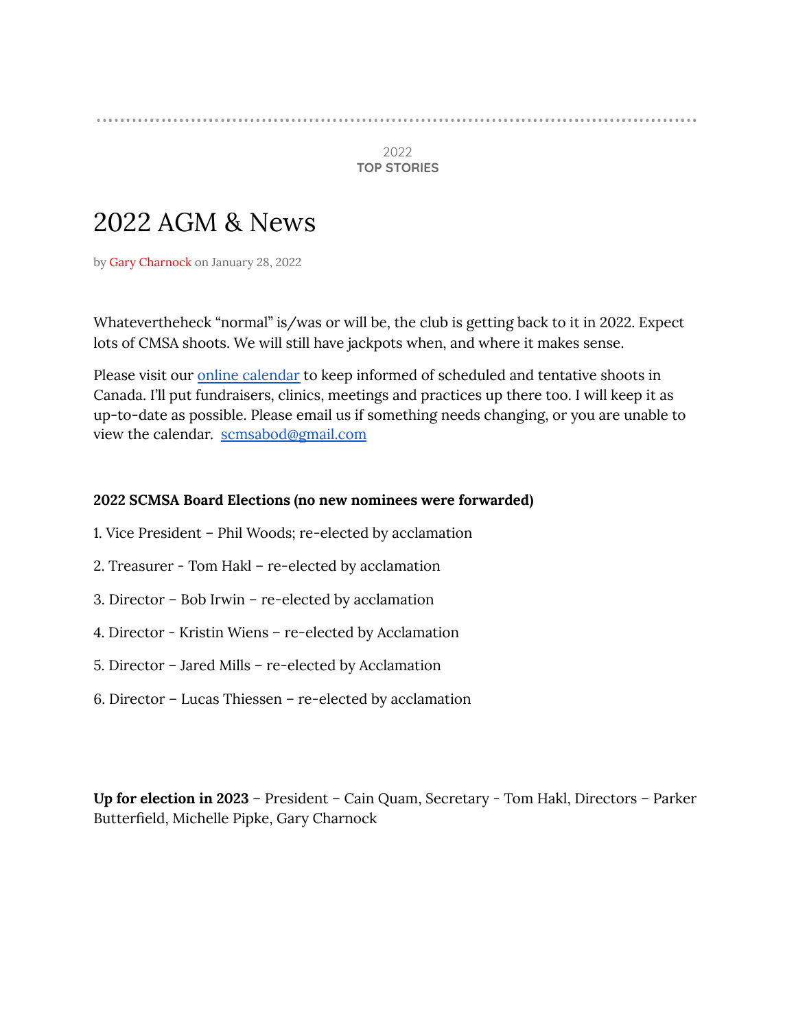2022
**TOP STORIES**

# 2022 AGM & News

by Gary Charnock on January 28, 2022

Whatevertheheck “normal” is/was or will be, the club is getting back to it in 2022. Expect lots of CMSA shoots. We will still have jackpots when, and where it makes sense.

Please visit our [online calendar](online calendar) to keep informed of scheduled and tentative shoots in Canada. I’ll put fundraisers, clinics, meetings and practices up there too. I will keep it as up-to-date as possible. Please email us if something needs changing, or you are unable to view the calendar. [scmsabod@gmail.com](mailto:scmsabod@gmail.com)

**2022 SCMSA Board Elections (no new nominees were forwarded)**

1. Vice President – Phil Woods; re-elected by acclamation
2. Treasurer - Tom Hakl – re-elected by acclamation
3. Director – Bob Irwin – re-elected by acclamation
4. Director - Kristin Wiens – re-elected by Acclamation
5. Director – Jared Mills – re-elected by Acclamation
6. Director – Lucas Thiessen – re-elected by acclamation

**Up for election in 2023** – President – Cain Quam, Secretary - Tom Hakl, Directors – Parker Butterfield, Michelle Pipke, Gary Charnock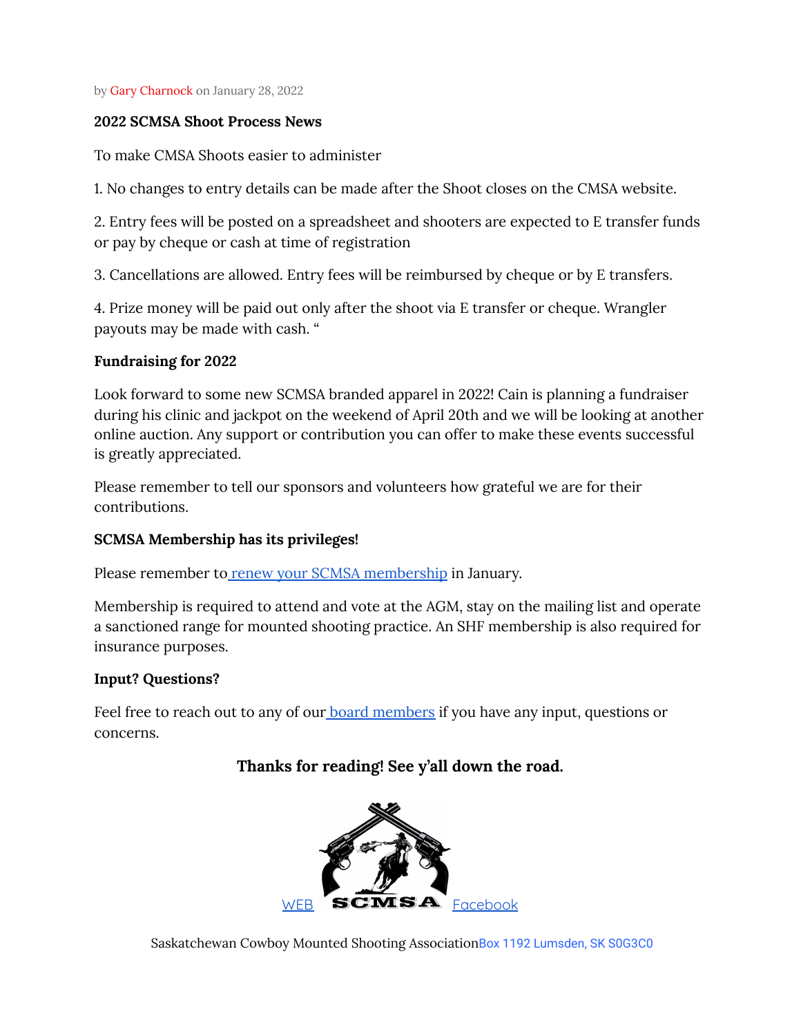by Gary Charnock on January 28, 2022

**2022 SCMSA Shoot Process News**

To make CMSA Shoots easier to administer

1. No changes to entry details can be made after the Shoot closes on the CMSA website.

2. Entry fees will be posted on a spreadsheet and shooters are expected to E transfer funds or pay by cheque or cash at time of registration

3. Cancellations are allowed. Entry fees will be reimbursed by cheque or by E transfers.

4. Prize money will be paid out only after the shoot via E transfer or cheque. Wrangler payouts may be made with cash. "

**Fundraising for 2022**

Look forward to some new SCMSA branded apparel in 2022! Cain is planning a fundraiser during his clinic and jackpot on the weekend of April 20th and we will be looking at another online auction. Any support or contribution you can offer to make these events successful is greatly appreciated.

Please remember to tell our sponsors and volunteers how grateful we are for their contributions.

**SCMSA Membership has its privileges!**

Please remember to renew your SCMSA membership in January.

Membership is required to attend and vote at the AGM, stay on the mailing list and operate a sanctioned range for mounted shooting practice. An SHF membership is also required for insurance purposes.

**Input? Questions?**

Feel free to reach out to any of our board members if you have any input, questions or concerns.

**Thanks for reading! See y'all down the road.**

WEB SCMSA Facebook

Saskatchewan Cowboy Mounted Shooting Association Box 1192 Lumsden, SK S0G3C0